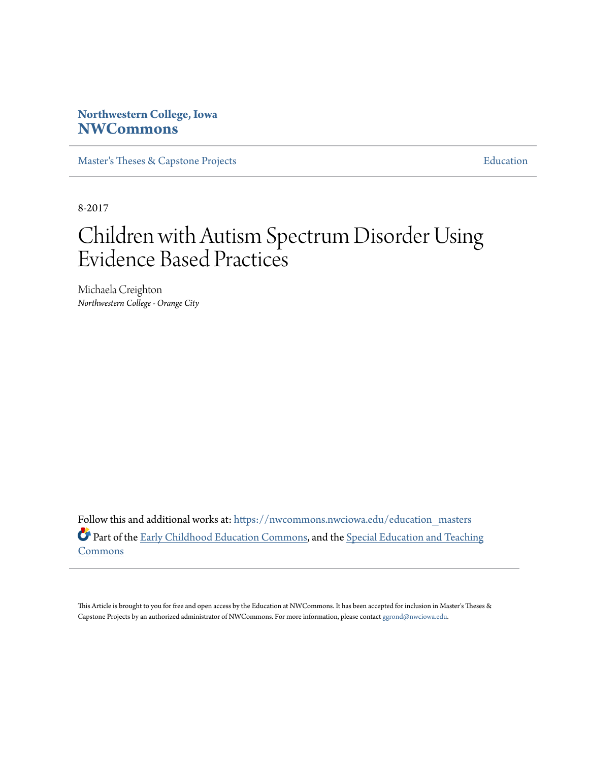Northwestern College, Iowa
**NWCommons**

Master's Theses & Capstone Projects | Education

8-2017

# Children with Autism Spectrum Disorder Using Evidence Based Practices

Michaela Creighton
*Northwestern College - Orange City*

Follow this and additional works at: https://nwcommons.nwciowa.edu/education_masters

Part of the Early Childhood Education Commons, and the Special Education and Teaching Commons

This Article is brought to you for free and open access by the Education at NWCommons. It has been accepted for inclusion in Master's Theses & Capstone Projects by an authorized administrator of NWCommons. For more information, please contact ggrond@nwciowa.edu.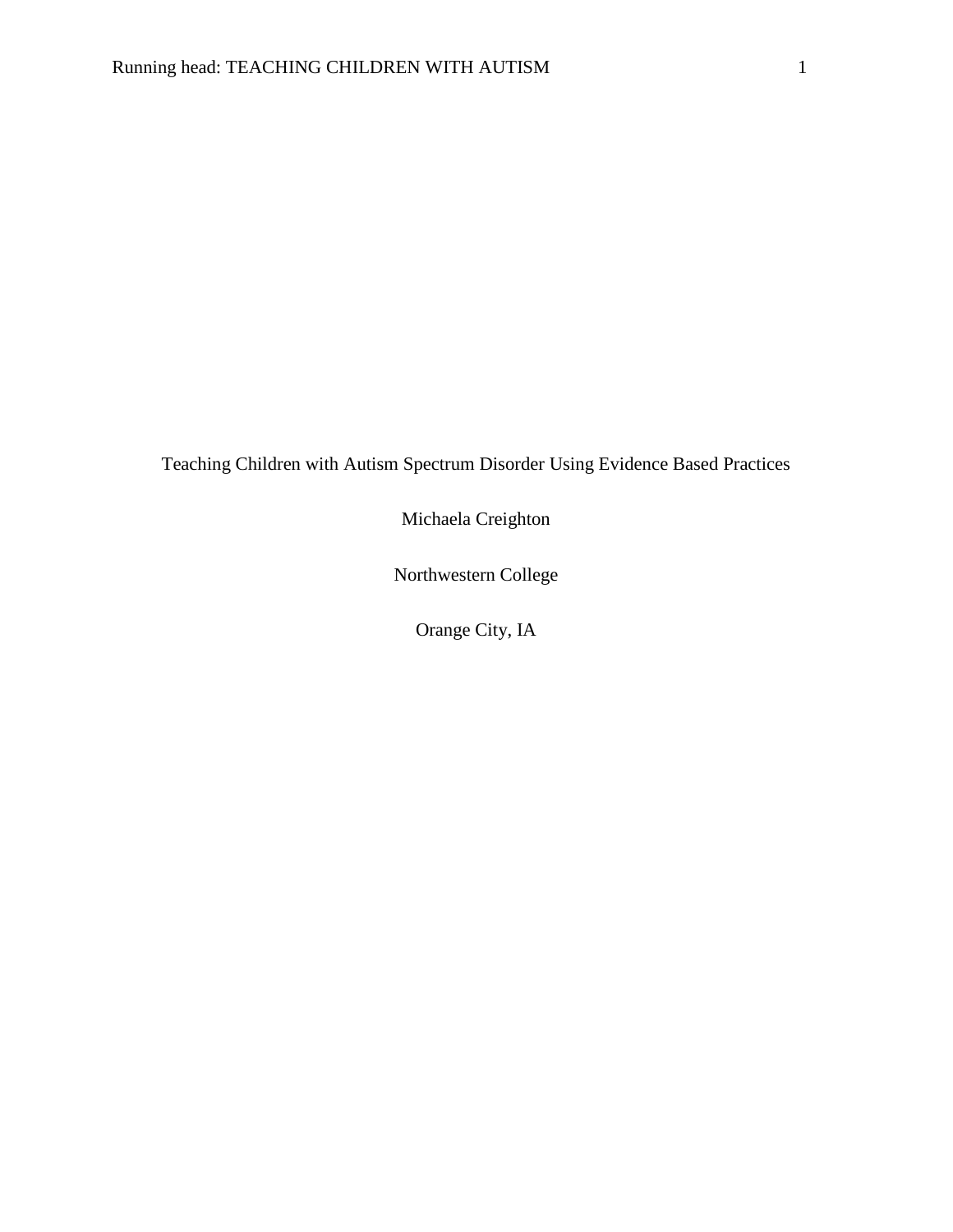Teaching Children with Autism Spectrum Disorder Using Evidence Based Practices

Michaela Creighton

Northwestern College

Orange City, IA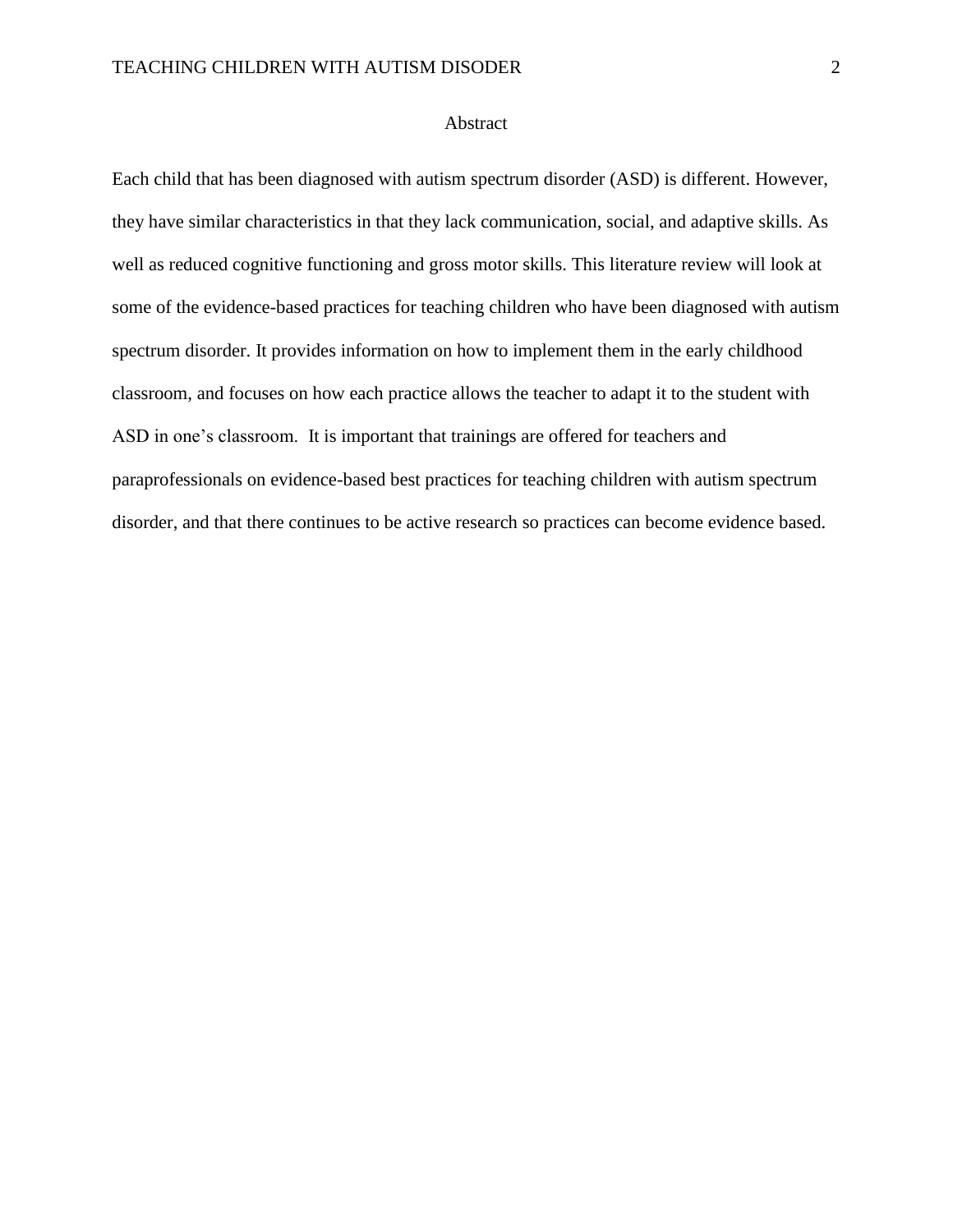## Abstract

Each child that has been diagnosed with autism spectrum disorder (ASD) is different. However, they have similar characteristics in that they lack communication, social, and adaptive skills. As well as reduced cognitive functioning and gross motor skills. This literature review will look at some of the evidence-based practices for teaching children who have been diagnosed with autism spectrum disorder. It provides information on how to implement them in the early childhood classroom, and focuses on how each practice allows the teacher to adapt it to the student with ASD in one's classroom. It is important that trainings are offered for teachers and paraprofessionals on evidence-based best practices for teaching children with autism spectrum disorder, and that there continues to be active research so practices can become evidence based.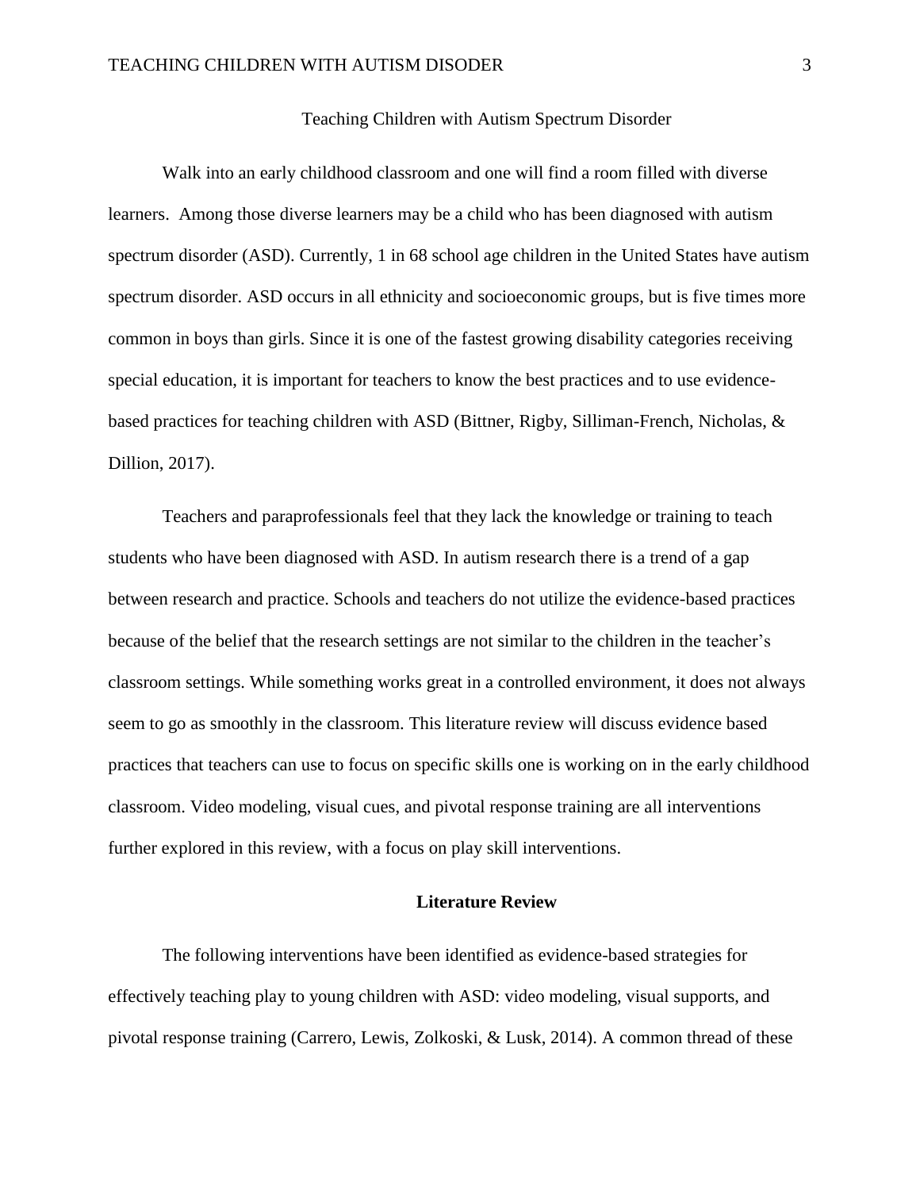# Teaching Children with Autism Spectrum Disorder

Walk into an early childhood classroom and one will find a room filled with diverse learners. Among those diverse learners may be a child who has been diagnosed with autism spectrum disorder (ASD). Currently, 1 in 68 school age children in the United States have autism spectrum disorder. ASD occurs in all ethnicity and socioeconomic groups, but is five times more common in boys than girls. Since it is one of the fastest growing disability categories receiving special education, it is important for teachers to know the best practices and to use evidence-based practices for teaching children with ASD (Bittner, Rigby, Silliman-French, Nicholas, & Dillion, 2017).

Teachers and paraprofessionals feel that they lack the knowledge or training to teach students who have been diagnosed with ASD. In autism research there is a trend of a gap between research and practice. Schools and teachers do not utilize the evidence-based practices because of the belief that the research settings are not similar to the children in the teacher's classroom settings. While something works great in a controlled environment, it does not always seem to go as smoothly in the classroom. This literature review will discuss evidence based practices that teachers can use to focus on specific skills one is working on in the early childhood classroom. Video modeling, visual cues, and pivotal response training are all interventions further explored in this review, with a focus on play skill interventions.

## Literature Review

The following interventions have been identified as evidence-based strategies for effectively teaching play to young children with ASD: video modeling, visual supports, and pivotal response training (Carrero, Lewis, Zolkoski, & Lusk, 2014). A common thread of these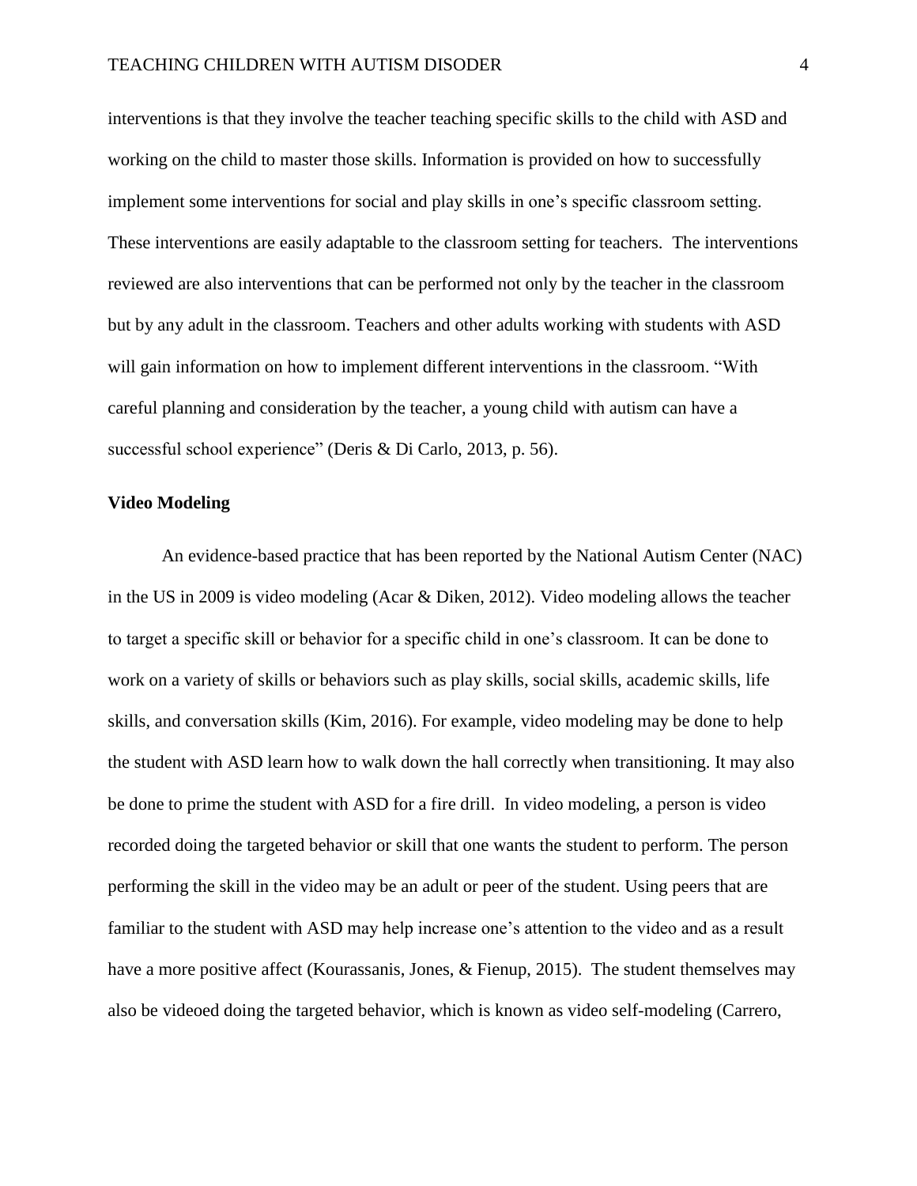interventions is that they involve the teacher teaching specific skills to the child with ASD and working on the child to master those skills. Information is provided on how to successfully implement some interventions for social and play skills in one's specific classroom setting. These interventions are easily adaptable to the classroom setting for teachers. The interventions reviewed are also interventions that can be performed not only by the teacher in the classroom but by any adult in the classroom. Teachers and other adults working with students with ASD will gain information on how to implement different interventions in the classroom. "With careful planning and consideration by the teacher, a young child with autism can have a successful school experience" (Deris & Di Carlo, 2013, p. 56).

**Video Modeling**

An evidence-based practice that has been reported by the National Autism Center (NAC) in the US in 2009 is video modeling (Acar & Diken, 2012). Video modeling allows the teacher to target a specific skill or behavior for a specific child in one's classroom. It can be done to work on a variety of skills or behaviors such as play skills, social skills, academic skills, life skills, and conversation skills (Kim, 2016). For example, video modeling may be done to help the student with ASD learn how to walk down the hall correctly when transitioning. It may also be done to prime the student with ASD for a fire drill. In video modeling, a person is video recorded doing the targeted behavior or skill that one wants the student to perform. The person performing the skill in the video may be an adult or peer of the student. Using peers that are familiar to the student with ASD may help increase one's attention to the video and as a result have a more positive affect (Kourassanis, Jones, & Fienup, 2015). The student themselves may also be videoed doing the targeted behavior, which is known as video self-modeling (Carrero,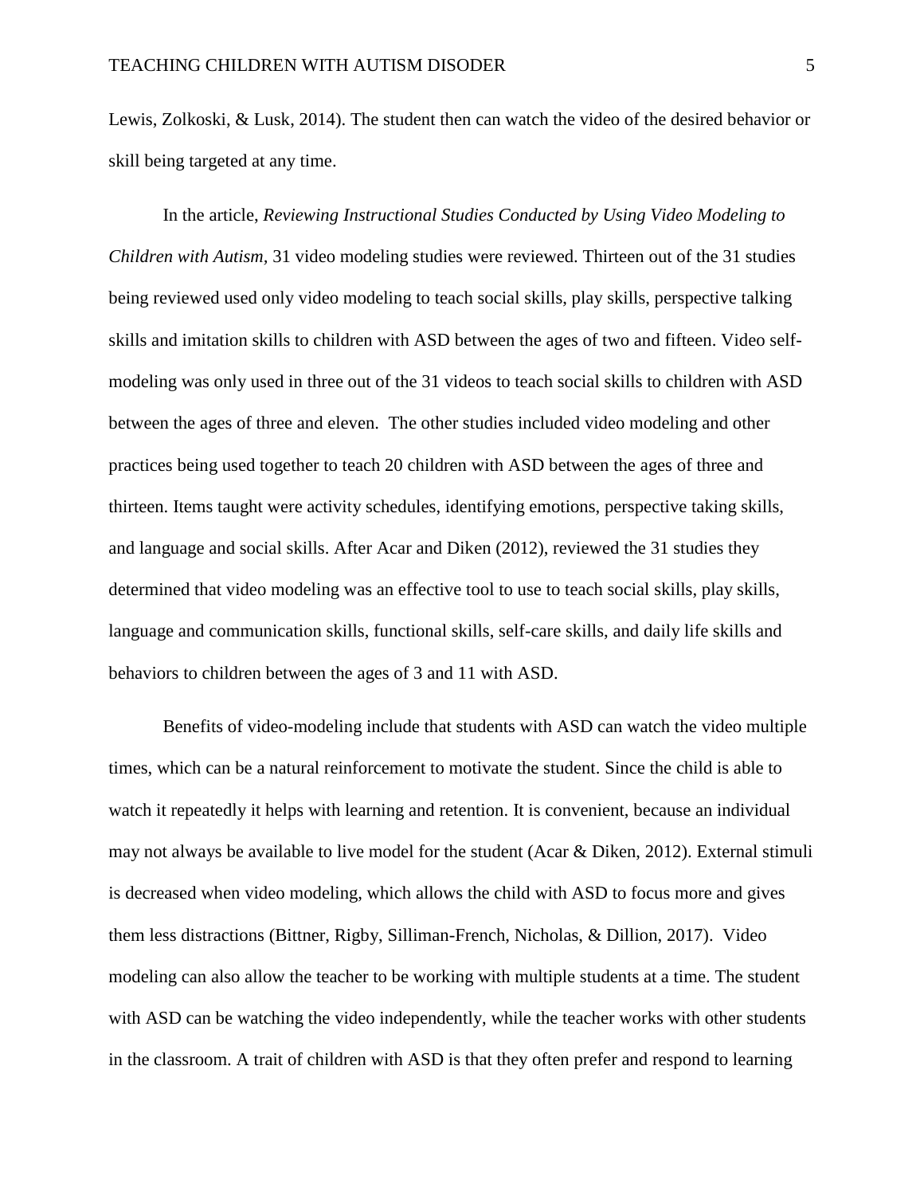Lewis, Zolkoski, & Lusk, 2014). The student then can watch the video of the desired behavior or skill being targeted at any time.

In the article, *Reviewing Instructional Studies Conducted by Using Video Modeling to Children with Autism*, 31 video modeling studies were reviewed. Thirteen out of the 31 studies being reviewed used only video modeling to teach social skills, play skills, perspective talking skills and imitation skills to children with ASD between the ages of two and fifteen. Video self-modeling was only used in three out of the 31 videos to teach social skills to children with ASD between the ages of three and eleven. The other studies included video modeling and other practices being used together to teach 20 children with ASD between the ages of three and thirteen. Items taught were activity schedules, identifying emotions, perspective taking skills, and language and social skills. After Acar and Diken (2012), reviewed the 31 studies they determined that video modeling was an effective tool to use to teach social skills, play skills, language and communication skills, functional skills, self-care skills, and daily life skills and behaviors to children between the ages of 3 and 11 with ASD.

Benefits of video-modeling include that students with ASD can watch the video multiple times, which can be a natural reinforcement to motivate the student. Since the child is able to watch it repeatedly it helps with learning and retention. It is convenient, because an individual may not always be available to live model for the student (Acar & Diken, 2012). External stimuli is decreased when video modeling, which allows the child with ASD to focus more and gives them less distractions (Bittner, Rigby, Silliman-French, Nicholas, & Dillion, 2017). Video modeling can also allow the teacher to be working with multiple students at a time. The student with ASD can be watching the video independently, while the teacher works with other students in the classroom. A trait of children with ASD is that they often prefer and respond to learning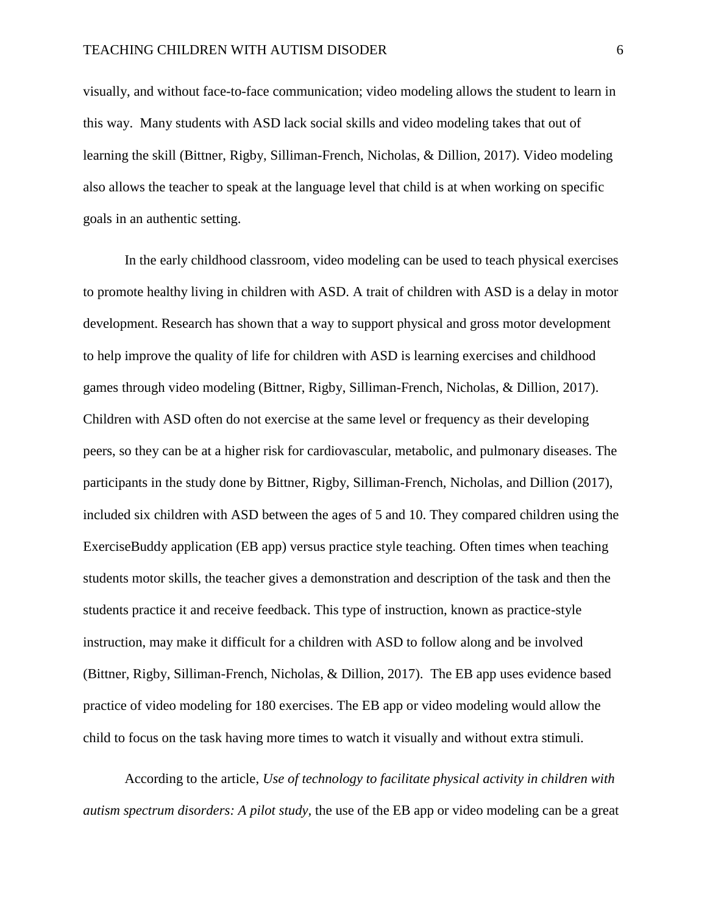visually, and without face-to-face communication; video modeling allows the student to learn in this way. Many students with ASD lack social skills and video modeling takes that out of learning the skill (Bittner, Rigby, Silliman-French, Nicholas, & Dillion, 2017). Video modeling also allows the teacher to speak at the language level that child is at when working on specific goals in an authentic setting.

In the early childhood classroom, video modeling can be used to teach physical exercises to promote healthy living in children with ASD. A trait of children with ASD is a delay in motor development. Research has shown that a way to support physical and gross motor development to help improve the quality of life for children with ASD is learning exercises and childhood games through video modeling (Bittner, Rigby, Silliman-French, Nicholas, & Dillion, 2017). Children with ASD often do not exercise at the same level or frequency as their developing peers, so they can be at a higher risk for cardiovascular, metabolic, and pulmonary diseases. The participants in the study done by Bittner, Rigby, Silliman-French, Nicholas, and Dillion (2017), included six children with ASD between the ages of 5 and 10. They compared children using the ExerciseBuddy application (EB app) versus practice style teaching. Often times when teaching students motor skills, the teacher gives a demonstration and description of the task and then the students practice it and receive feedback. This type of instruction, known as practice-style instruction, may make it difficult for a children with ASD to follow along and be involved (Bittner, Rigby, Silliman-French, Nicholas, & Dillion, 2017). The EB app uses evidence based practice of video modeling for 180 exercises. The EB app or video modeling would allow the child to focus on the task having more times to watch it visually and without extra stimuli.

According to the article, *Use of technology to facilitate physical activity in children with autism spectrum disorders: A pilot study,* the use of the EB app or video modeling can be a great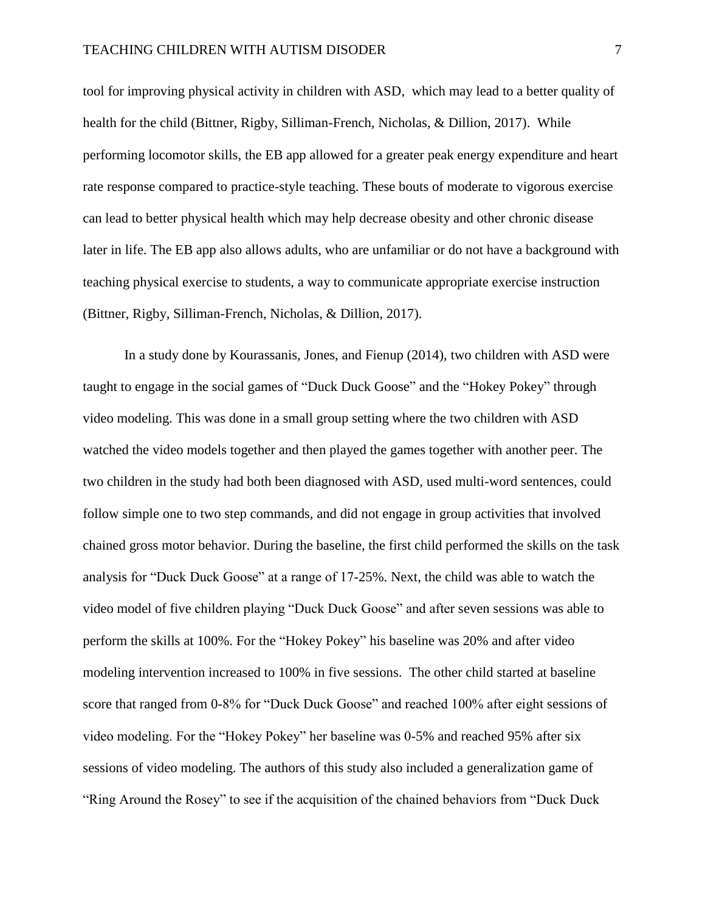tool for improving physical activity in children with ASD,  which may lead to a better quality of health for the child (Bittner, Rigby, Silliman-French, Nicholas, & Dillion, 2017).  While performing locomotor skills, the EB app allowed for a greater peak energy expenditure and heart rate response compared to practice-style teaching. These bouts of moderate to vigorous exercise can lead to better physical health which may help decrease obesity and other chronic disease later in life. The EB app also allows adults, who are unfamiliar or do not have a background with teaching physical exercise to students, a way to communicate appropriate exercise instruction (Bittner, Rigby, Silliman-French, Nicholas, & Dillion, 2017).

In a study done by Kourassanis, Jones, and Fienup (2014), two children with ASD were taught to engage in the social games of "Duck Duck Goose" and the "Hokey Pokey" through video modeling. This was done in a small group setting where the two children with ASD watched the video models together and then played the games together with another peer. The two children in the study had both been diagnosed with ASD, used multi-word sentences, could follow simple one to two step commands, and did not engage in group activities that involved chained gross motor behavior. During the baseline, the first child performed the skills on the task analysis for "Duck Duck Goose" at a range of 17-25%. Next, the child was able to watch the video model of five children playing "Duck Duck Goose" and after seven sessions was able to perform the skills at 100%. For the "Hokey Pokey" his baseline was 20% and after video modeling intervention increased to 100% in five sessions.  The other child started at baseline score that ranged from 0-8% for "Duck Duck Goose" and reached 100% after eight sessions of video modeling. For the "Hokey Pokey" her baseline was 0-5% and reached 95% after six sessions of video modeling. The authors of this study also included a generalization game of "Ring Around the Rosey" to see if the acquisition of the chained behaviors from "Duck Duck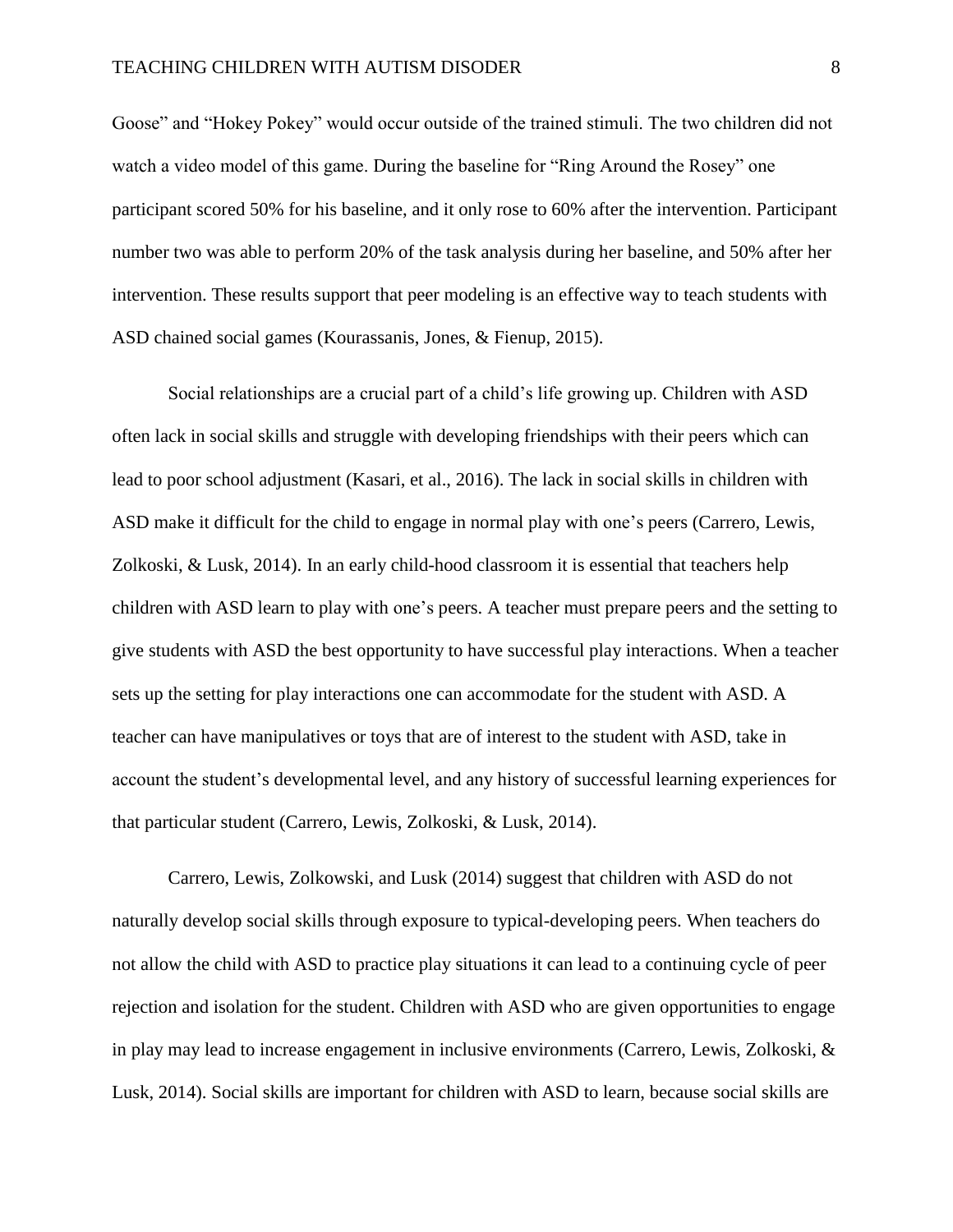Goose" and "Hokey Pokey" would occur outside of the trained stimuli. The two children did not watch a video model of this game. During the baseline for "Ring Around the Rosey" one participant scored 50% for his baseline, and it only rose to 60% after the intervention. Participant number two was able to perform 20% of the task analysis during her baseline, and 50% after her intervention. These results support that peer modeling is an effective way to teach students with ASD chained social games (Kourassanis, Jones, & Fienup, 2015).

Social relationships are a crucial part of a child's life growing up. Children with ASD often lack in social skills and struggle with developing friendships with their peers which can lead to poor school adjustment (Kasari, et al., 2016). The lack in social skills in children with ASD make it difficult for the child to engage in normal play with one's peers (Carrero, Lewis, Zolkoski, & Lusk, 2014). In an early child-hood classroom it is essential that teachers help children with ASD learn to play with one's peers. A teacher must prepare peers and the setting to give students with ASD the best opportunity to have successful play interactions. When a teacher sets up the setting for play interactions one can accommodate for the student with ASD. A teacher can have manipulatives or toys that are of interest to the student with ASD, take in account the student's developmental level, and any history of successful learning experiences for that particular student (Carrero, Lewis, Zolkoski, & Lusk, 2014).

Carrero, Lewis, Zolkowski, and Lusk (2014) suggest that children with ASD do not naturally develop social skills through exposure to typical-developing peers. When teachers do not allow the child with ASD to practice play situations it can lead to a continuing cycle of peer rejection and isolation for the student. Children with ASD who are given opportunities to engage in play may lead to increase engagement in inclusive environments (Carrero, Lewis, Zolkoski, & Lusk, 2014). Social skills are important for children with ASD to learn, because social skills are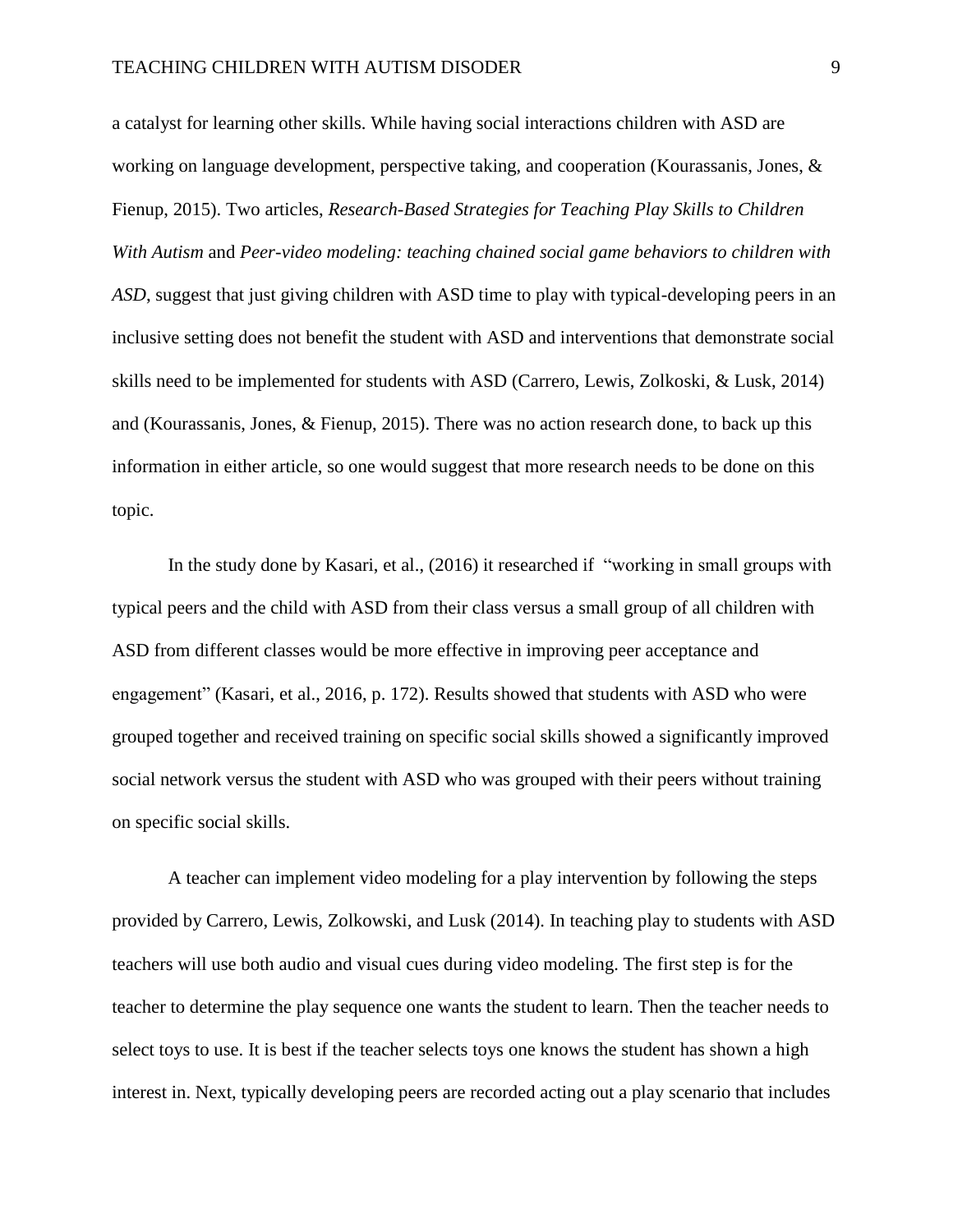a catalyst for learning other skills. While having social interactions children with ASD are working on language development, perspective taking, and cooperation (Kourassanis, Jones, & Fienup, 2015). Two articles, *Research-Based Strategies for Teaching Play Skills to Children With Autism* and *Peer-video modeling: teaching chained social game behaviors to children with ASD*, suggest that just giving children with ASD time to play with typical-developing peers in an inclusive setting does not benefit the student with ASD and interventions that demonstrate social skills need to be implemented for students with ASD (Carrero, Lewis, Zolkoski, & Lusk, 2014) and (Kourassanis, Jones, & Fienup, 2015). There was no action research done, to back up this information in either article, so one would suggest that more research needs to be done on this topic.

In the study done by Kasari, et al., (2016) it researched if "working in small groups with typical peers and the child with ASD from their class versus a small group of all children with ASD from different classes would be more effective in improving peer acceptance and engagement" (Kasari, et al., 2016, p. 172). Results showed that students with ASD who were grouped together and received training on specific social skills showed a significantly improved social network versus the student with ASD who was grouped with their peers without training on specific social skills.

A teacher can implement video modeling for a play intervention by following the steps provided by Carrero, Lewis, Zolkowski, and Lusk (2014). In teaching play to students with ASD teachers will use both audio and visual cues during video modeling. The first step is for the teacher to determine the play sequence one wants the student to learn. Then the teacher needs to select toys to use. It is best if the teacher selects toys one knows the student has shown a high interest in. Next, typically developing peers are recorded acting out a play scenario that includes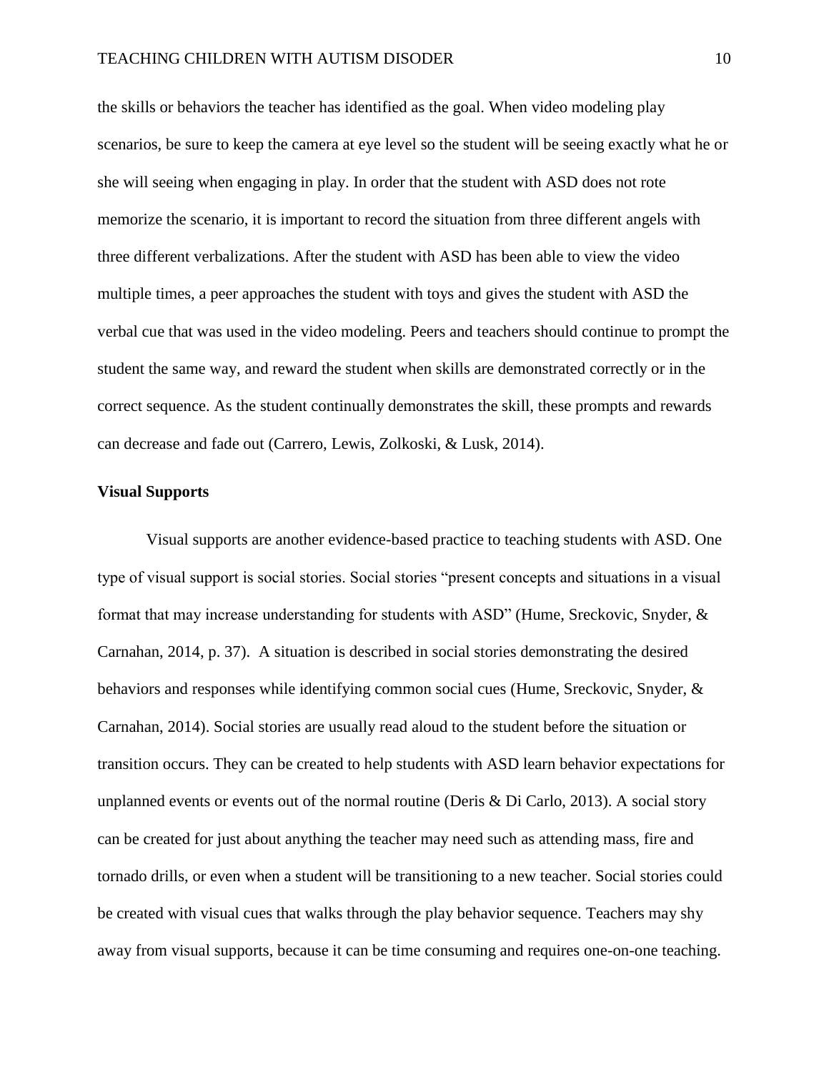the skills or behaviors the teacher has identified as the goal. When video modeling play scenarios, be sure to keep the camera at eye level so the student will be seeing exactly what he or she will seeing when engaging in play. In order that the student with ASD does not rote memorize the scenario, it is important to record the situation from three different angels with three different verbalizations. After the student with ASD has been able to view the video multiple times, a peer approaches the student with toys and gives the student with ASD the verbal cue that was used in the video modeling. Peers and teachers should continue to prompt the student the same way, and reward the student when skills are demonstrated correctly or in the correct sequence. As the student continually demonstrates the skill, these prompts and rewards can decrease and fade out (Carrero, Lewis, Zolkoski, & Lusk, 2014).

**Visual Supports**

Visual supports are another evidence-based practice to teaching students with ASD. One type of visual support is social stories. Social stories "present concepts and situations in a visual format that may increase understanding for students with ASD" (Hume, Sreckovic, Snyder, & Carnahan, 2014, p. 37). A situation is described in social stories demonstrating the desired behaviors and responses while identifying common social cues (Hume, Sreckovic, Snyder, & Carnahan, 2014). Social stories are usually read aloud to the student before the situation or transition occurs. They can be created to help students with ASD learn behavior expectations for unplanned events or events out of the normal routine (Deris & Di Carlo, 2013). A social story can be created for just about anything the teacher may need such as attending mass, fire and tornado drills, or even when a student will be transitioning to a new teacher. Social stories could be created with visual cues that walks through the play behavior sequence. Teachers may shy away from visual supports, because it can be time consuming and requires one-on-one teaching.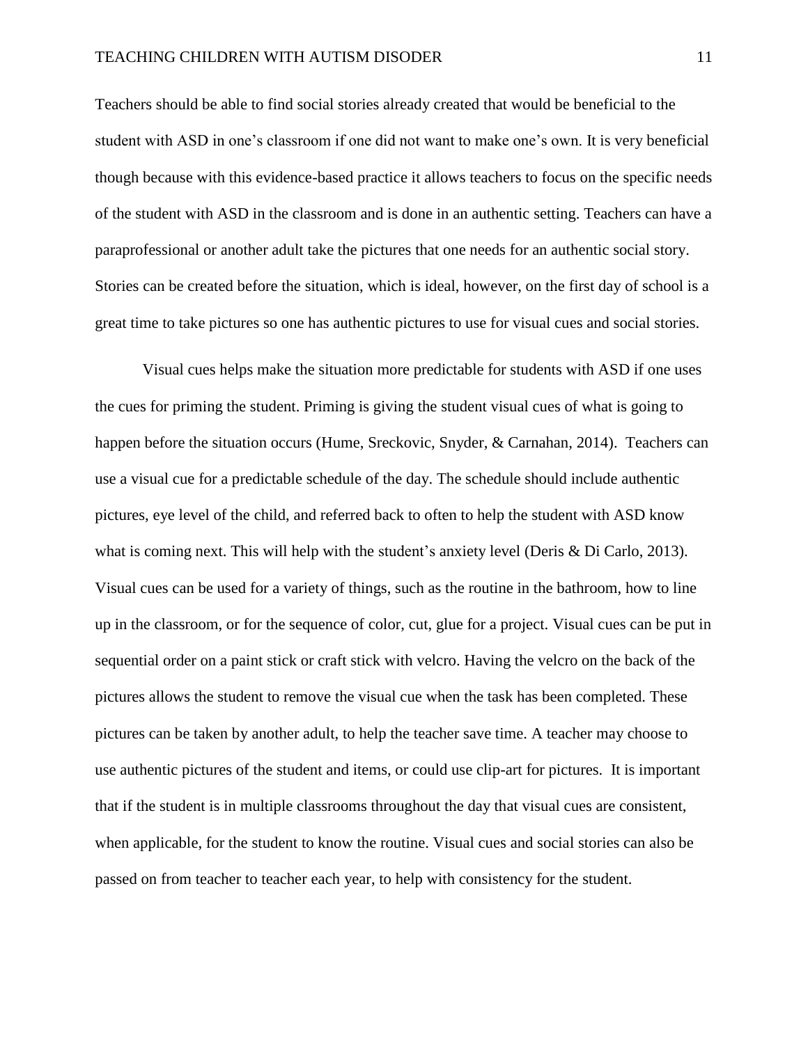Teachers should be able to find social stories already created that would be beneficial to the student with ASD in one's classroom if one did not want to make one's own. It is very beneficial though because with this evidence-based practice it allows teachers to focus on the specific needs of the student with ASD in the classroom and is done in an authentic setting. Teachers can have a paraprofessional or another adult take the pictures that one needs for an authentic social story. Stories can be created before the situation, which is ideal, however, on the first day of school is a great time to take pictures so one has authentic pictures to use for visual cues and social stories.

Visual cues helps make the situation more predictable for students with ASD if one uses the cues for priming the student. Priming is giving the student visual cues of what is going to happen before the situation occurs (Hume, Sreckovic, Snyder, & Carnahan, 2014). Teachers can use a visual cue for a predictable schedule of the day. The schedule should include authentic pictures, eye level of the child, and referred back to often to help the student with ASD know what is coming next. This will help with the student's anxiety level (Deris & Di Carlo, 2013). Visual cues can be used for a variety of things, such as the routine in the bathroom, how to line up in the classroom, or for the sequence of color, cut, glue for a project. Visual cues can be put in sequential order on a paint stick or craft stick with velcro. Having the velcro on the back of the pictures allows the student to remove the visual cue when the task has been completed. These pictures can be taken by another adult, to help the teacher save time. A teacher may choose to use authentic pictures of the student and items, or could use clip-art for pictures. It is important that if the student is in multiple classrooms throughout the day that visual cues are consistent, when applicable, for the student to know the routine. Visual cues and social stories can also be passed on from teacher to teacher each year, to help with consistency for the student.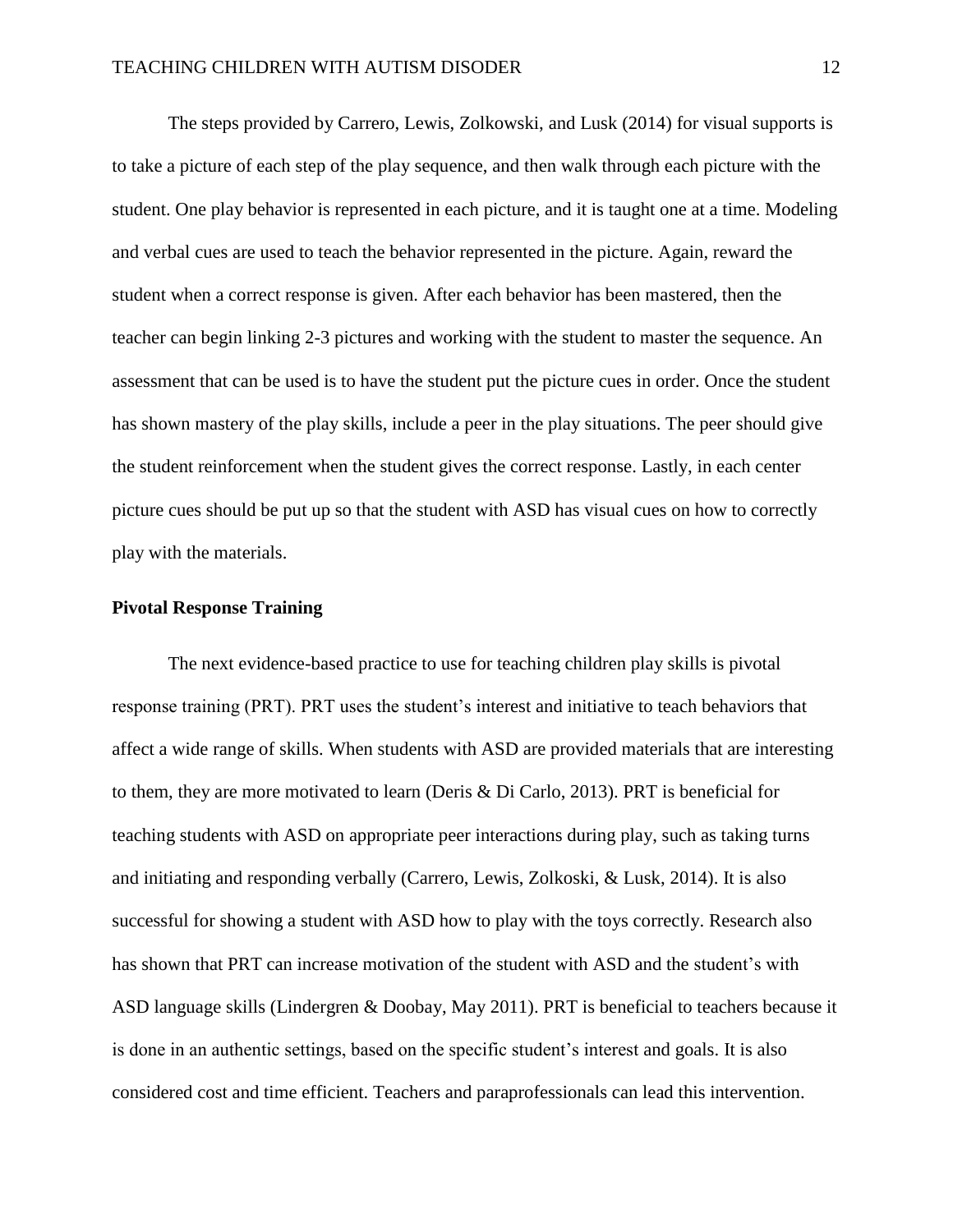The steps provided by Carrero, Lewis, Zolkowski, and Lusk (2014) for visual supports is to take a picture of each step of the play sequence, and then walk through each picture with the student. One play behavior is represented in each picture, and it is taught one at a time. Modeling and verbal cues are used to teach the behavior represented in the picture. Again, reward the student when a correct response is given. After each behavior has been mastered, then the teacher can begin linking 2-3 pictures and working with the student to master the sequence. An assessment that can be used is to have the student put the picture cues in order. Once the student has shown mastery of the play skills, include a peer in the play situations. The peer should give the student reinforcement when the student gives the correct response. Lastly, in each center picture cues should be put up so that the student with ASD has visual cues on how to correctly play with the materials.

**Pivotal Response Training**

The next evidence-based practice to use for teaching children play skills is pivotal response training (PRT). PRT uses the student's interest and initiative to teach behaviors that affect a wide range of skills. When students with ASD are provided materials that are interesting to them, they are more motivated to learn (Deris & Di Carlo, 2013). PRT is beneficial for teaching students with ASD on appropriate peer interactions during play, such as taking turns and initiating and responding verbally (Carrero, Lewis, Zolkoski, & Lusk, 2014). It is also successful for showing a student with ASD how to play with the toys correctly. Research also has shown that PRT can increase motivation of the student with ASD and the student's with ASD language skills (Lindergren & Doobay, May 2011). PRT is beneficial to teachers because it is done in an authentic settings, based on the specific student's interest and goals. It is also considered cost and time efficient. Teachers and paraprofessionals can lead this intervention.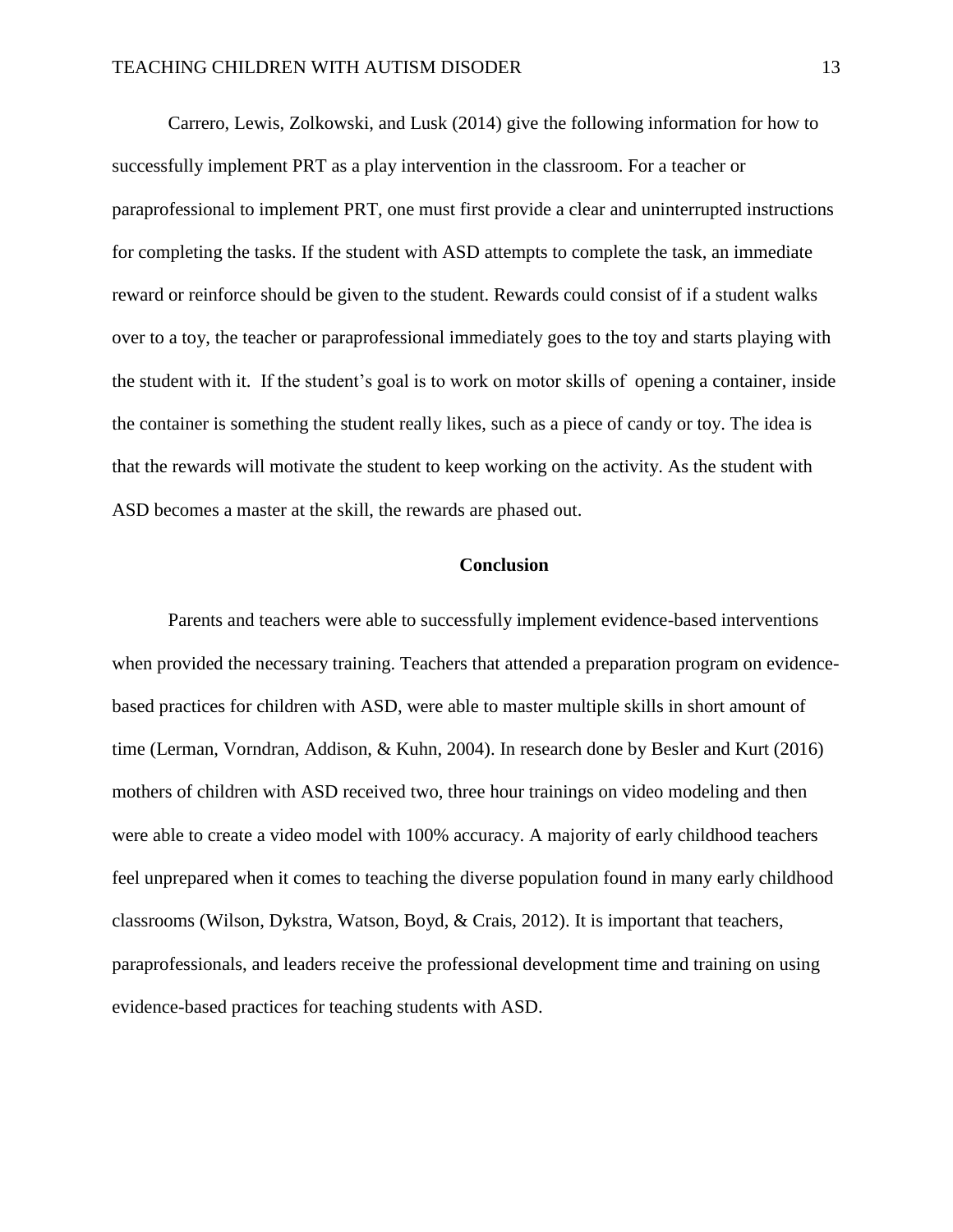Carrero, Lewis, Zolkowski, and Lusk (2014) give the following information for how to successfully implement PRT as a play intervention in the classroom. For a teacher or paraprofessional to implement PRT, one must first provide a clear and uninterrupted instructions for completing the tasks. If the student with ASD attempts to complete the task, an immediate reward or reinforce should be given to the student. Rewards could consist of if a student walks over to a toy, the teacher or paraprofessional immediately goes to the toy and starts playing with the student with it. If the student's goal is to work on motor skills of opening a container, inside the container is something the student really likes, such as a piece of candy or toy. The idea is that the rewards will motivate the student to keep working on the activity. As the student with ASD becomes a master at the skill, the rewards are phased out.

## Conclusion

Parents and teachers were able to successfully implement evidence-based interventions when provided the necessary training. Teachers that attended a preparation program on evidence-based practices for children with ASD, were able to master multiple skills in short amount of time (Lerman, Vorndran, Addison, & Kuhn, 2004). In research done by Besler and Kurt (2016) mothers of children with ASD received two, three hour trainings on video modeling and then were able to create a video model with 100% accuracy. A majority of early childhood teachers feel unprepared when it comes to teaching the diverse population found in many early childhood classrooms (Wilson, Dykstra, Watson, Boyd, & Crais, 2012). It is important that teachers, paraprofessionals, and leaders receive the professional development time and training on using evidence-based practices for teaching students with ASD.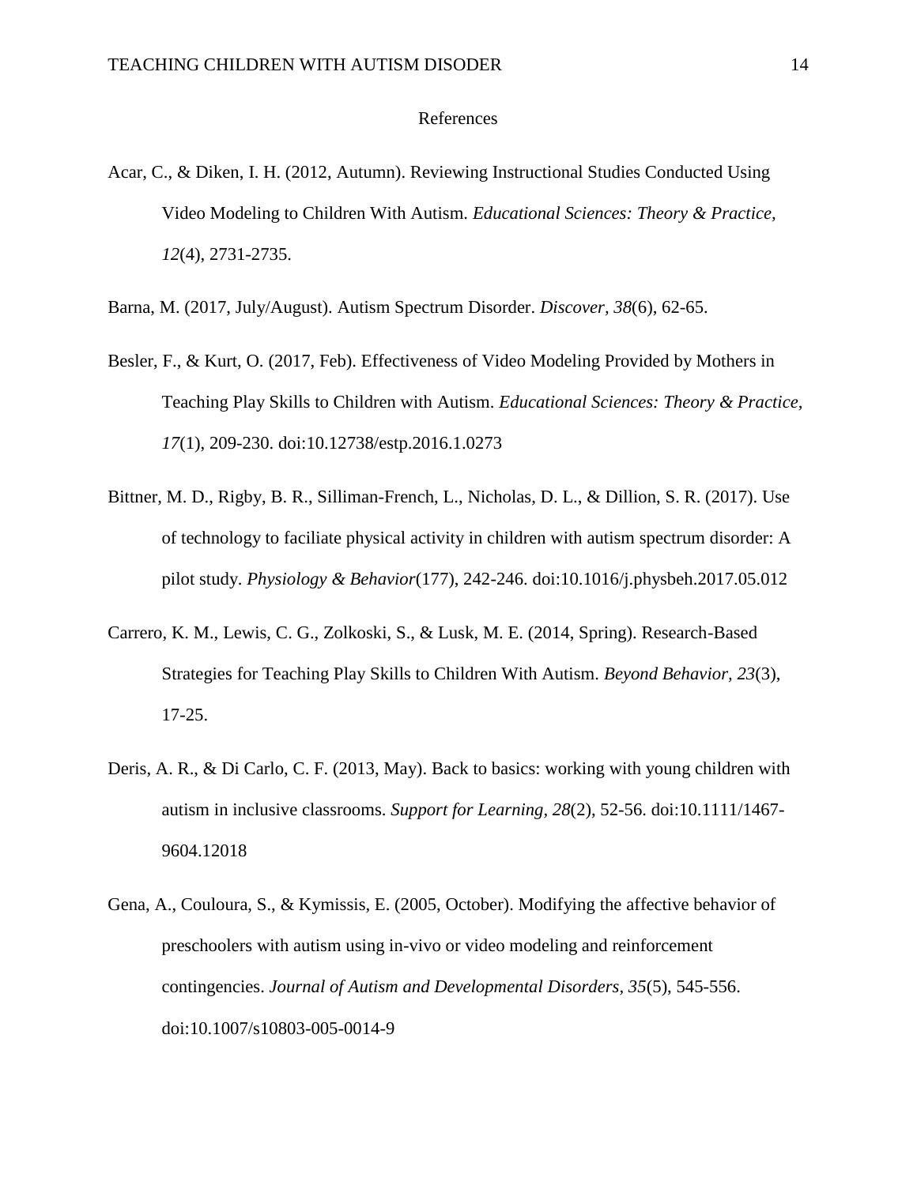# References

Acar, C., & Diken, I. H. (2012, Autumn). Reviewing Instructional Studies Conducted Using Video Modeling to Children With Autism. *Educational Sciences: Theory & Practice, 12*(4), 2731-2735.

Barna, M. (2017, July/August). Autism Spectrum Disorder. *Discover, 38*(6), 62-65.

Besler, F., & Kurt, O. (2017, Feb). Effectiveness of Video Modeling Provided by Mothers in Teaching Play Skills to Children with Autism. *Educational Sciences: Theory & Practice, 17*(1), 209-230. doi:10.12738/estp.2016.1.0273

Bittner, M. D., Rigby, B. R., Silliman-French, L., Nicholas, D. L., & Dillion, S. R. (2017). Use of technology to faciliate physical activity in children with autism spectrum disorder: A pilot study. *Physiology & Behavior*(177), 242-246. doi:10.1016/j.physbeh.2017.05.012

Carrero, K. M., Lewis, C. G., Zolkoski, S., & Lusk, M. E. (2014, Spring). Research-Based Strategies for Teaching Play Skills to Children With Autism. *Beyond Behavior, 23*(3), 17-25.

Deris, A. R., & Di Carlo, C. F. (2013, May). Back to basics: working with young children with autism in inclusive classrooms. *Support for Learning, 28*(2), 52-56. doi:10.1111/1467-9604.12018

Gena, A., Couloura, S., & Kymissis, E. (2005, October). Modifying the affective behavior of preschoolers with autism using in-vivo or video modeling and reinforcement contingencies. *Journal of Autism and Developmental Disorders, 35*(5), 545-556. doi:10.1007/s10803-005-0014-9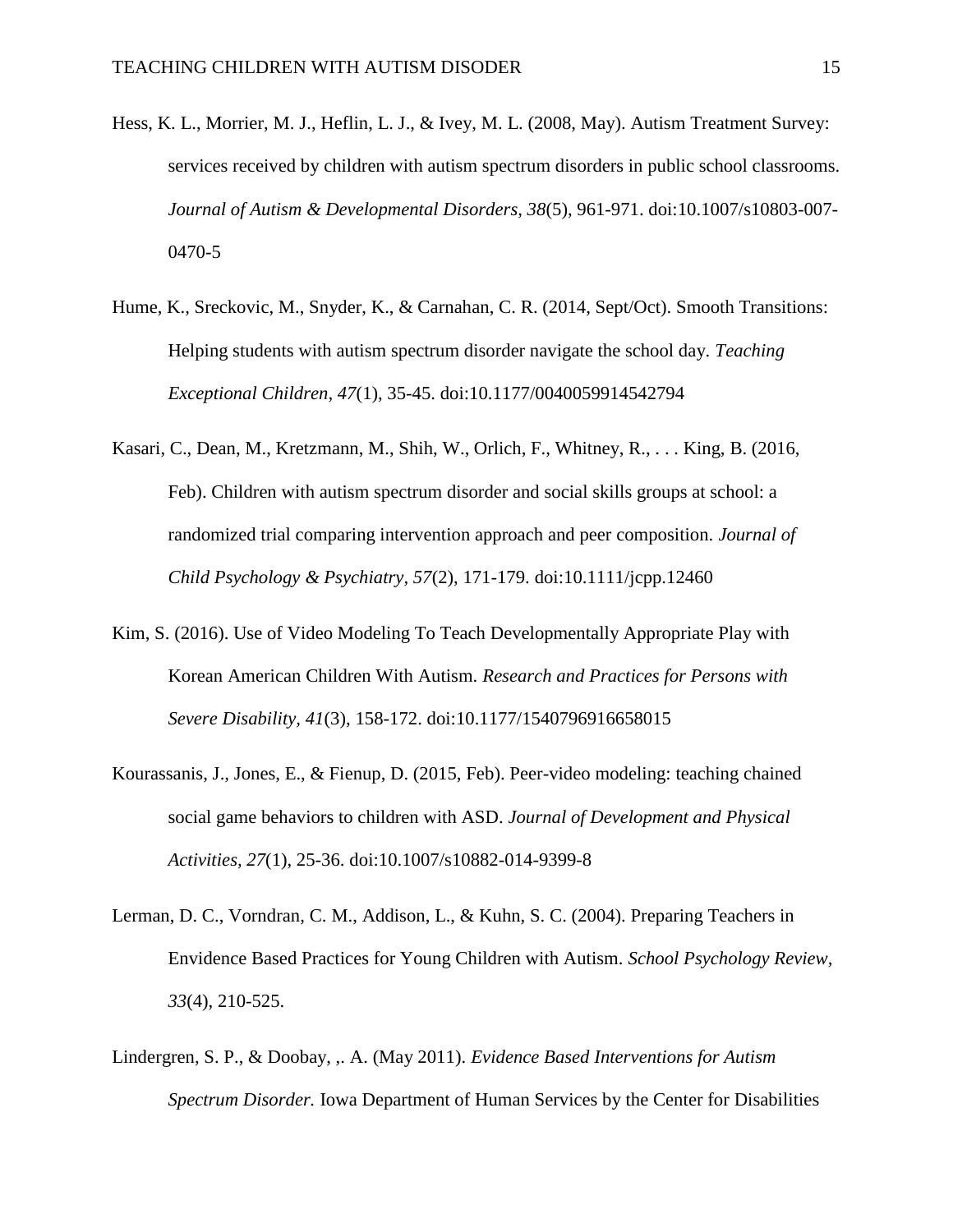Hess, K. L., Morrier, M. J., Heflin, L. J., & Ivey, M. L. (2008, May). Autism Treatment Survey: services received by children with autism spectrum disorders in public school classrooms. *Journal of Autism & Developmental Disorders, 38*(5), 961-971. doi:10.1007/s10803-007-0470-5

Hume, K., Sreckovic, M., Snyder, K., & Carnahan, C. R. (2014, Sept/Oct). Smooth Transitions: Helping students with autism spectrum disorder navigate the school day. *Teaching Exceptional Children, 47*(1), 35-45. doi:10.1177/0040059914542794

Kasari, C., Dean, M., Kretzmann, M., Shih, W., Orlich, F., Whitney, R., . . . King, B. (2016, Feb). Children with autism spectrum disorder and social skills groups at school: a randomized trial comparing intervention approach and peer composition. *Journal of Child Psychology & Psychiatry, 57*(2), 171-179. doi:10.1111/jcpp.12460

Kim, S. (2016). Use of Video Modeling To Teach Developmentally Appropriate Play with Korean American Children With Autism. *Research and Practices for Persons with Severe Disability, 41*(3), 158-172. doi:10.1177/1540796916658015

Kourassanis, J., Jones, E., & Fienup, D. (2015, Feb). Peer-video modeling: teaching chained social game behaviors to children with ASD. *Journal of Development and Physical Activities, 27*(1), 25-36. doi:10.1007/s10882-014-9399-8

Lerman, D. C., Vorndran, C. M., Addison, L., & Kuhn, S. C. (2004). Preparing Teachers in Envidence Based Practices for Young Children with Autism. *School Psychology Review, 33*(4), 210-525.

Lindergren, S. P., & Doobay, ,. A. (May 2011). *Evidence Based Interventions for Autism Spectrum Disorder.* Iowa Department of Human Services by the Center for Disabilities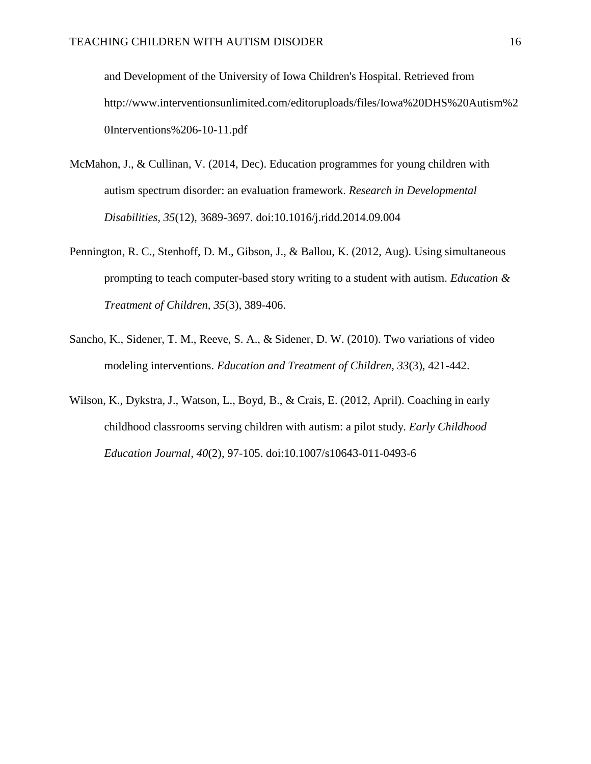and Development of the University of Iowa Children's Hospital. Retrieved from http://www.interventionsunlimited.com/editoruploads/files/Iowa%20DHS%20Autism%20Interventions%206-10-11.pdf

McMahon, J., & Cullinan, V. (2014, Dec). Education programmes for young children with autism spectrum disorder: an evaluation framework. *Research in Developmental Disabilities*, *35*(12), 3689-3697. doi:10.1016/j.ridd.2014.09.004

Pennington, R. C., Stenhoff, D. M., Gibson, J., & Ballou, K. (2012, Aug). Using simultaneous prompting to teach computer-based story writing to a student with autism. *Education & Treatment of Children*, *35*(3), 389-406.

Sancho, K., Sidener, T. M., Reeve, S. A., & Sidener, D. W. (2010). Two variations of video modeling interventions. *Education and Treatment of Children, 33*(3), 421-442.

Wilson, K., Dykstra, J., Watson, L., Boyd, B., & Crais, E. (2012, April). Coaching in early childhood classrooms serving children with autism: a pilot study. *Early Childhood Education Journal*, *40*(2), 97-105. doi:10.1007/s10643-011-0493-6